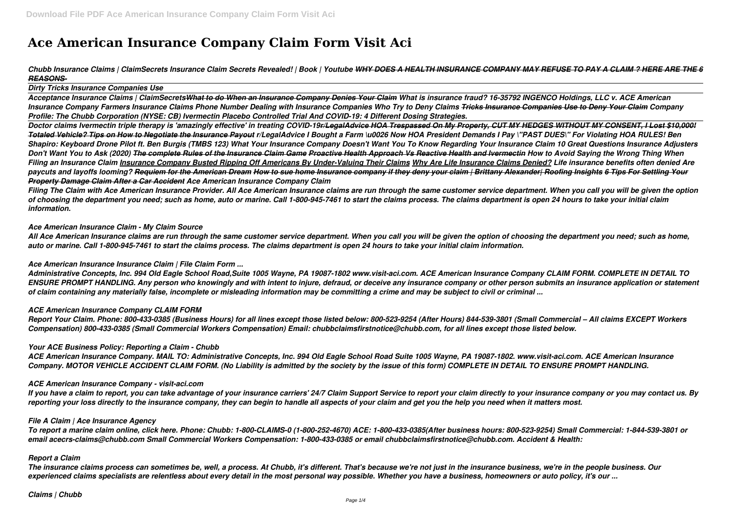# Ace American Insurance Company Claim Form Visit Aci

***Chubb Insurance Claims | ClaimSecrets Insurance Claim Secrets Revealed! | Book | Youtube ~~WHY DOES A HEALTH INSURANCE COMPANY MAY REFUSE TO PAY A CLAIM ? HERE ARE THE 6 REASONS-~~***

***Dirty Tricks Insurance Companies Use***

***Acceptance Insurance Claims | ClaimSecrets~~What to do When an Insurance Company Denies Your Claim~~ What is insurance fraud? 16-35792 INGENCO Holdings, LLC v. ACE American Insurance Company Farmers Insurance Claims Phone Number Dealing with Insurance Companies Who Try to Deny Claims ~~Tricks Insurance Companies Use to Deny Your Claim~~ Company Profile: The Chubb Corporation (NYSE: CB) Ivermectin Placebo Controlled Trial And COVID-19: 4 Different Dosing Strategies.***

***Doctor claims Ivermectin triple therapy is 'amazingly effective' in treating COVID-19~~r/LegalAdvice HOA Trespassed On My Property, CUT MY HEDGES WITHOUT MY CONSENT, I Lost $10,000! Totaled Vehicle? Tips on How to Negotiate the Insurance Payout~~ r/LegalAdvice I Bought a Farm \u0026 Now HOA President Demands I Pay \"PAST DUES\" For Violating HOA RULES! Ben Shapiro: Keyboard Drone Pilot ft. Ben Burgis (TMBS 123) What Your Insurance Company Doesn't Want You To Know Regarding Your Insurance Claim 10 Great Questions Insurance Adjusters Don't Want You to Ask (2020) ~~The complete Rules of the Insurance Claim Game~~ ~~Proactive Health Approach Vs Reactive Health and Ivermectin~~ How to Avoid Saying the Wrong Thing When Filing an Insurance Claim ~~Insurance Company Busted Ripping Off Americans By Under-Valuing Their Claims~~ Why Are Life Insurance Claims Denied? Life insurance benefits often denied Are paycuts and layoffs looming? ~~Requiem for the American Dream~~ ~~How to sue home Insurance company if they deny your claim | Brittany Alexander| Roofing Insights~~ ~~6 Tips For Settling Your Property Damage Claim After a Car Accident~~ Ace American Insurance Company Claim***

***Filing The Claim with Ace American Insurance Provider. All Ace American Insurance claims are run through the same customer service department. When you call you will be given the option of choosing the department you need; such as home, auto or marine. Call 1-800-945-7461 to start the claims process. The claims department is open 24 hours to take your initial claim information.***

***Ace American Insurance Claim - My Claim Source***

***All Ace American Insurance claims are run through the same customer service department. When you call you will be given the option of choosing the department you need; such as home, auto or marine. Call 1-800-945-7461 to start the claims process. The claims department is open 24 hours to take your initial claim information.***

***Ace American Insurance Insurance Claim | File Claim Form ...***

***Administrative Concepts, Inc. 994 Old Eagle School Road,Suite 1005 Wayne, PA 19087-1802 www.visit-aci.com. ACE American Insurance Company CLAIM FORM. COMPLETE IN DETAIL TO ENSURE PROMPT HANDLING. Any person who knowingly and with intent to injure, defraud, or deceive any insurance company or other person submits an insurance application or statement of claim containing any materially false, incomplete or misleading information may be committing a crime and may be subject to civil or criminal ...***

***ACE American Insurance Company CLAIM FORM***

***Report Your Claim. Phone: 800-433-0385 (Business Hours) for all lines except those listed below: 800-523-9254 (After Hours) 844-539-3801 (Small Commercial – All claims EXCEPT Workers Compensation) 800-433-0385 (Small Commercial Workers Compensation) Email: chubbclaimsfirstnotice@chubb.com, for all lines except those listed below.***

***Your ACE Business Policy: Reporting a Claim - Chubb***

***ACE American Insurance Company. MAIL TO: Administrative Concepts, Inc. 994 Old Eagle School Road Suite 1005 Wayne, PA 19087-1802. www.visit-aci.com. ACE American Insurance Company. MOTOR VEHICLE ACCIDENT CLAIM FORM. (No Liability is admitted by the society by the issue of this form) COMPLETE IN DETAIL TO ENSURE PROMPT HANDLING.***

***ACE American Insurance Company - visit-aci.com***

***If you have a claim to report, you can take advantage of your insurance carriers' 24/7 Claim Support Service to report your claim directly to your insurance company or you may contact us. By reporting your loss directly to the insurance company, they can begin to handle all aspects of your claim and get you the help you need when it matters most.***

***File A Claim | Ace Insurance Agency***

***To report a marine claim online, click here. Phone: Chubb: 1-800-CLAIMS-0 (1-800-252-4670) ACE: 1-800-433-0385(After business hours: 800-523-9254) Small Commercial: 1-844-539-3801 or email acecrs-claims@chubb.com Small Commercial Workers Compensation: 1-800-433-0385 or email chubbclaimsfirstnotice@chubb.com. Accident & Health:***

***Report a Claim***

***The insurance claims process can sometimes be, well, a process. At Chubb, it's different. That's because we're not just in the insurance business, we're in the people business. Our experienced claims specialists are relentless about every detail in the most personal way possible. Whether you have a business, homeowners or auto policy, it's our ...***

***Claims | Chubb***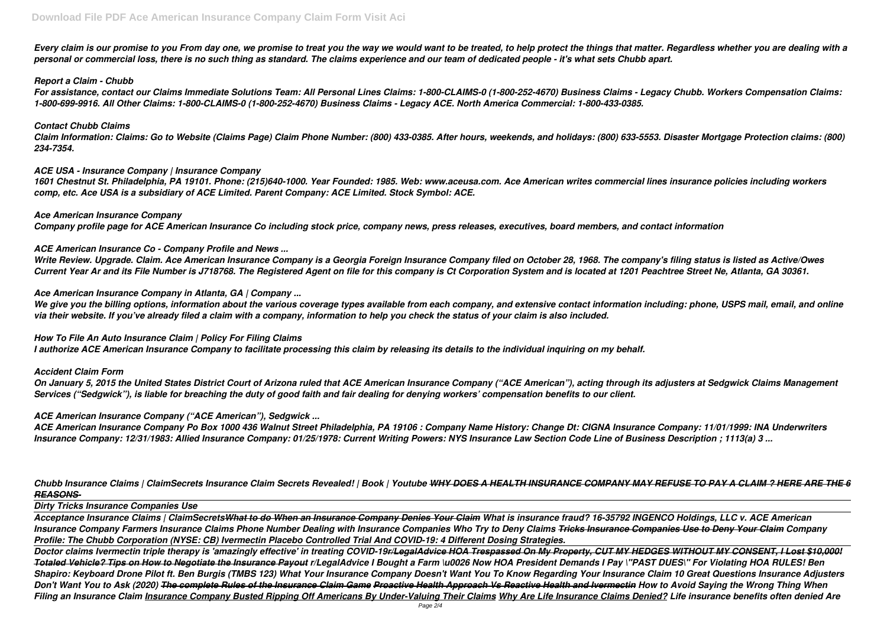*Every claim is our promise to you From day one, we promise to treat you the way we would want to be treated, to help protect the things that matter. Regardless whether you are dealing with a personal or commercial loss, there is no such thing as standard. The claims experience and our team of dedicated people - it's what sets Chubb apart.*

*Report a Claim - Chubb*

*For assistance, contact our Claims Immediate Solutions Team: All Personal Lines Claims: 1-800-CLAIMS-0 (1-800-252-4670) Business Claims - Legacy Chubb. Workers Compensation Claims: 1-800-699-9916. All Other Claims: 1-800-CLAIMS-0 (1-800-252-4670) Business Claims - Legacy ACE. North America Commercial: 1-800-433-0385.*

*Contact Chubb Claims*

*Claim Information: Claims: Go to Website (Claims Page) Claim Phone Number: (800) 433-0385. After hours, weekends, and holidays: (800) 633-5553. Disaster Mortgage Protection claims: (800) 234-7354.*

*ACE USA - Insurance Company | Insurance Company*

*1601 Chestnut St. Philadelphia, PA 19101. Phone: (215)640-1000. Year Founded: 1985. Web: www.aceusa.com. Ace American writes commercial lines insurance policies including workers comp, etc. Ace USA is a subsidiary of ACE Limited. Parent Company: ACE Limited. Stock Symbol: ACE.*

*Ace American Insurance Company*

*Company profile page for ACE American Insurance Co including stock price, company news, press releases, executives, board members, and contact information*

*ACE American Insurance Co - Company Profile and News ...*

*Write Review. Upgrade. Claim. Ace American Insurance Company is a Georgia Foreign Insurance Company filed on October 28, 1968. The company's filing status is listed as Active/Owes Current Year Ar and its File Number is J718768. The Registered Agent on file for this company is Ct Corporation System and is located at 1201 Peachtree Street Ne, Atlanta, GA 30361.*

*Ace American Insurance Company in Atlanta, GA | Company ...*

*We give you the billing options, information about the various coverage types available from each company, and extensive contact information including: phone, USPS mail, email, and online via their website. If you've already filed a claim with a company, information to help you check the status of your claim is also included.*

*How To File An Auto Insurance Claim | Policy For Filing Claims*

*I authorize ACE American Insurance Company to facilitate processing this claim by releasing its details to the individual inquiring on my behalf.*

*Accident Claim Form*

*On January 5, 2015 the United States District Court of Arizona ruled that ACE American Insurance Company ("ACE American"), acting through its adjusters at Sedgwick Claims Management Services ("Sedgwick"), is liable for breaching the duty of good faith and fair dealing for denying workers' compensation benefits to our client.*

*ACE American Insurance Company ("ACE American"), Sedgwick ...*

*ACE American Insurance Company Po Box 1000 436 Walnut Street Philadelphia, PA 19106 : Company Name History: Change Dt: CIGNA Insurance Company: 11/01/1999: INA Underwriters Insurance Company: 12/31/1983: Allied Insurance Company: 01/25/1978: Current Writing Powers: NYS Insurance Law Section Code Line of Business Description ; 1113(a) 3 ...*

*Chubb Insurance Claims | ClaimSecrets Insurance Claim Secrets Revealed! | Book | Youtube ~~WHY DOES A HEALTH INSURANCE COMPANY MAY REFUSE TO PAY A CLAIM ? HERE ARE THE 6 REASONS~~*

*Dirty Tricks Insurance Companies Use*

*Acceptance Insurance Claims | ClaimSecrets~~What to do When an Insurance Company Denies Your Claim~~ What is insurance fraud? 16-35792 INGENCO Holdings, LLC v. ACE American Insurance Company Farmers Insurance Claims Phone Number Dealing with Insurance Companies Who Try to Deny Claims ~~Tricks Insurance Companies Use to Deny Your Claim~~ Company Profile: The Chubb Corporation (NYSE: CB) Ivermectin Placebo Controlled Trial And COVID-19: 4 Different Dosing Strategies.*

*Doctor claims Ivermectin triple therapy is 'amazingly effective' in treating COVID-19~~r/LegalAdvice HOA Trespassed On My Property, CUT MY HEDGES WITHOUT MY CONSENT, I Lost $10,000!~~ ~~Totaled Vehicle? Tips on How to Negotiate the Insurance Payout~~ r/LegalAdvice I Bought a Farm \u0026 Now HOA President Demands I Pay \"PAST DUES\" For Violating HOA RULES! Ben Shapiro: Keyboard Drone Pilot ft. Ben Burgis (TMBS 123) What Your Insurance Company Doesn't Want You To Know Regarding Your Insurance Claim 10 Great Questions Insurance Adjusters Don't Want You to Ask (2020) ~~The complete Rules of the Insurance Claim Game~~ ~~Proactive Health Approach Vs Reactive Health and Ivermectin~~ How to Avoid Saying the Wrong Thing When Filing an Insurance Claim Insurance Company Busted Ripping Off Americans By Under-Valuing Their Claims Why Are Life Insurance Claims Denied? Life insurance benefits often denied Are*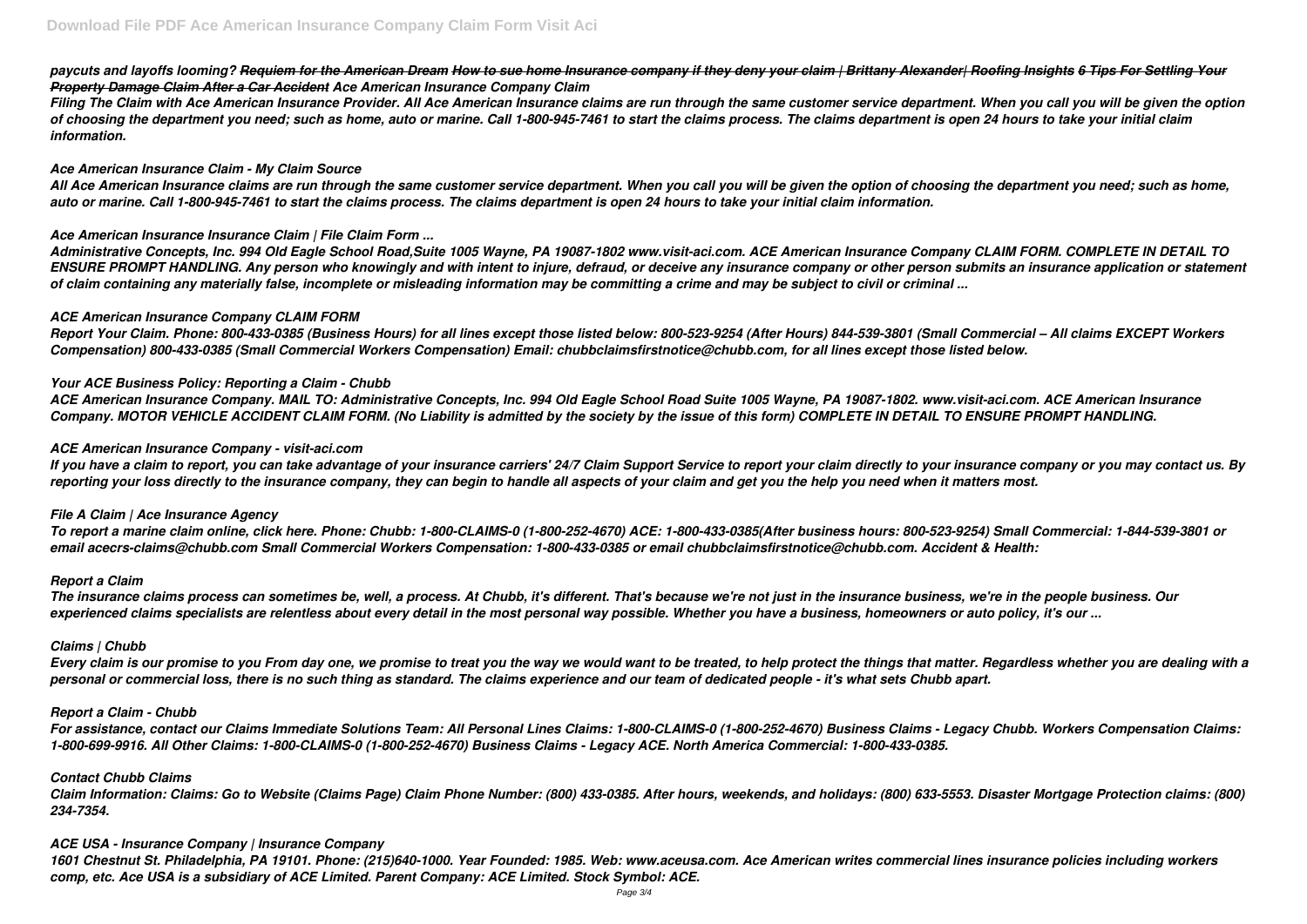*paycuts and layoffs looming? ~~Requiem for the American Dream~~ ~~How to sue home Insurance company if they deny your claim | Brittany Alexander| Roofing Insights~~ ~~6 Tips For Settling Your Property Damage Claim After a Car Accident~~ Ace American Insurance Company Claim*

*Filing The Claim with Ace American Insurance Provider. All Ace American Insurance claims are run through the same customer service department. When you call you will be given the option of choosing the department you need; such as home, auto or marine. Call 1-800-945-7461 to start the claims process. The claims department is open 24 hours to take your initial claim information.*

### *Ace American Insurance Claim - My Claim Source*

*All Ace American Insurance claims are run through the same customer service department. When you call you will be given the option of choosing the department you need; such as home, auto or marine. Call 1-800-945-7461 to start the claims process. The claims department is open 24 hours to take your initial claim information.*

### *Ace American Insurance Insurance Claim | File Claim Form ...*

*Administrative Concepts, Inc. 994 Old Eagle School Road,Suite 1005 Wayne, PA 19087-1802 www.visit-aci.com. ACE American Insurance Company CLAIM FORM. COMPLETE IN DETAIL TO ENSURE PROMPT HANDLING. Any person who knowingly and with intent to injure, defraud, or deceive any insurance company or other person submits an insurance application or statement of claim containing any materially false, incomplete or misleading information may be committing a crime and may be subject to civil or criminal ...*

### *ACE American Insurance Company CLAIM FORM*

*Report Your Claim. Phone: 800-433-0385 (Business Hours) for all lines except those listed below: 800-523-9254 (After Hours) 844-539-3801 (Small Commercial – All claims EXCEPT Workers Compensation) 800-433-0385 (Small Commercial Workers Compensation) Email: chubbclaimsfirstnotice@chubb.com, for all lines except those listed below.*

### *Your ACE Business Policy: Reporting a Claim - Chubb*

*ACE American Insurance Company. MAIL TO: Administrative Concepts, Inc. 994 Old Eagle School Road Suite 1005 Wayne, PA 19087-1802. www.visit-aci.com. ACE American Insurance Company. MOTOR VEHICLE ACCIDENT CLAIM FORM. (No Liability is admitted by the society by the issue of this form) COMPLETE IN DETAIL TO ENSURE PROMPT HANDLING.*

### *ACE American Insurance Company - visit-aci.com*

*If you have a claim to report, you can take advantage of your insurance carriers' 24/7 Claim Support Service to report your claim directly to your insurance company or you may contact us. By reporting your loss directly to the insurance company, they can begin to handle all aspects of your claim and get you the help you need when it matters most.*

### *File A Claim | Ace Insurance Agency*

*To report a marine claim online, click here. Phone: Chubb: 1-800-CLAIMS-0 (1-800-252-4670) ACE: 1-800-433-0385(After business hours: 800-523-9254) Small Commercial: 1-844-539-3801 or email acecrs-claims@chubb.com Small Commercial Workers Compensation: 1-800-433-0385 or email chubbclaimsfirstnotice@chubb.com. Accident & Health:*

### *Report a Claim*

*The insurance claims process can sometimes be, well, a process. At Chubb, it's different. That's because we're not just in the insurance business, we're in the people business. Our experienced claims specialists are relentless about every detail in the most personal way possible. Whether you have a business, homeowners or auto policy, it's our ...*

### *Claims | Chubb*

*Every claim is our promise to you From day one, we promise to treat you the way we would want to be treated, to help protect the things that matter. Regardless whether you are dealing with a personal or commercial loss, there is no such thing as standard. The claims experience and our team of dedicated people - it's what sets Chubb apart.*

### *Report a Claim - Chubb*

*For assistance, contact our Claims Immediate Solutions Team: All Personal Lines Claims: 1-800-CLAIMS-0 (1-800-252-4670) Business Claims - Legacy Chubb. Workers Compensation Claims: 1-800-699-9916. All Other Claims: 1-800-CLAIMS-0 (1-800-252-4670) Business Claims - Legacy ACE. North America Commercial: 1-800-433-0385.*

### *Contact Chubb Claims*

*Claim Information: Claims: Go to Website (Claims Page) Claim Phone Number: (800) 433-0385. After hours, weekends, and holidays: (800) 633-5553. Disaster Mortgage Protection claims: (800) 234-7354.*

### *ACE USA - Insurance Company | Insurance Company*

*1601 Chestnut St. Philadelphia, PA 19101. Phone: (215)640-1000. Year Founded: 1985. Web: www.aceusa.com. Ace American writes commercial lines insurance policies including workers comp, etc. Ace USA is a subsidiary of ACE Limited. Parent Company: ACE Limited. Stock Symbol: ACE.*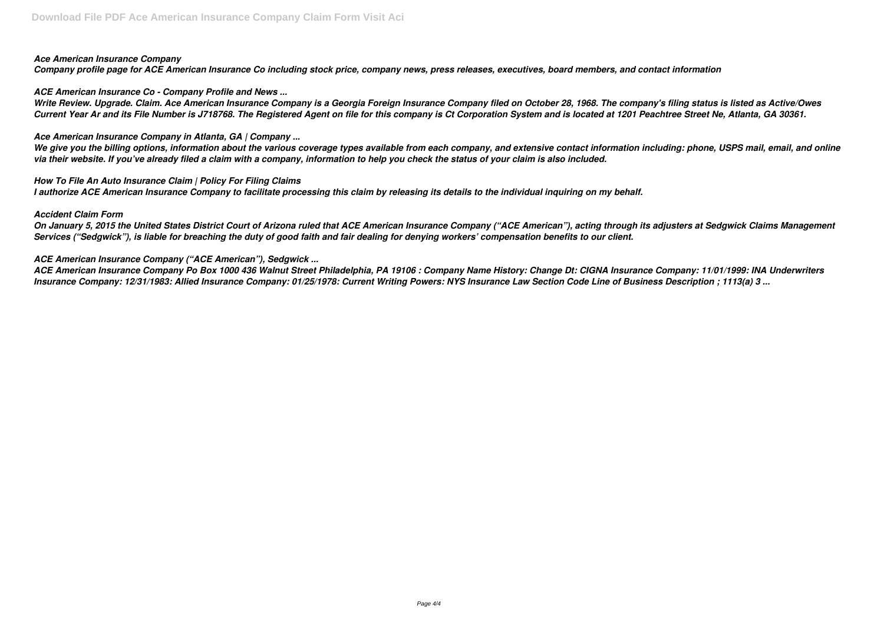***Ace American Insurance Company***

***Company profile page for ACE American Insurance Co including stock price, company news, press releases, executives, board members, and contact information***

***ACE American Insurance Co - Company Profile and News ...***

***Write Review. Upgrade. Claim. Ace American Insurance Company is a Georgia Foreign Insurance Company filed on October 28, 1968. The company's filing status is listed as Active/Owes Current Year Ar and its File Number is J718768. The Registered Agent on file for this company is Ct Corporation System and is located at 1201 Peachtree Street Ne, Atlanta, GA 30361.***

***Ace American Insurance Company in Atlanta, GA | Company ...***

***We give you the billing options, information about the various coverage types available from each company, and extensive contact information including: phone, USPS mail, email, and online via their website. If you've already filed a claim with a company, information to help you check the status of your claim is also included.***

***How To File An Auto Insurance Claim | Policy For Filing Claims***

***I authorize ACE American Insurance Company to facilitate processing this claim by releasing its details to the individual inquiring on my behalf.***

***Accident Claim Form***

***On January 5, 2015 the United States District Court of Arizona ruled that ACE American Insurance Company ("ACE American"), acting through its adjusters at Sedgwick Claims Management Services ("Sedgwick"), is liable for breaching the duty of good faith and fair dealing for denying workers' compensation benefits to our client.***

***ACE American Insurance Company ("ACE American"), Sedgwick ...***

***ACE American Insurance Company Po Box 1000 436 Walnut Street Philadelphia, PA 19106 : Company Name History: Change Dt: CIGNA Insurance Company: 11/01/1999: INA Underwriters Insurance Company: 12/31/1983: Allied Insurance Company: 01/25/1978: Current Writing Powers: NYS Insurance Law Section Code Line of Business Description ; 1113(a) 3 ...***